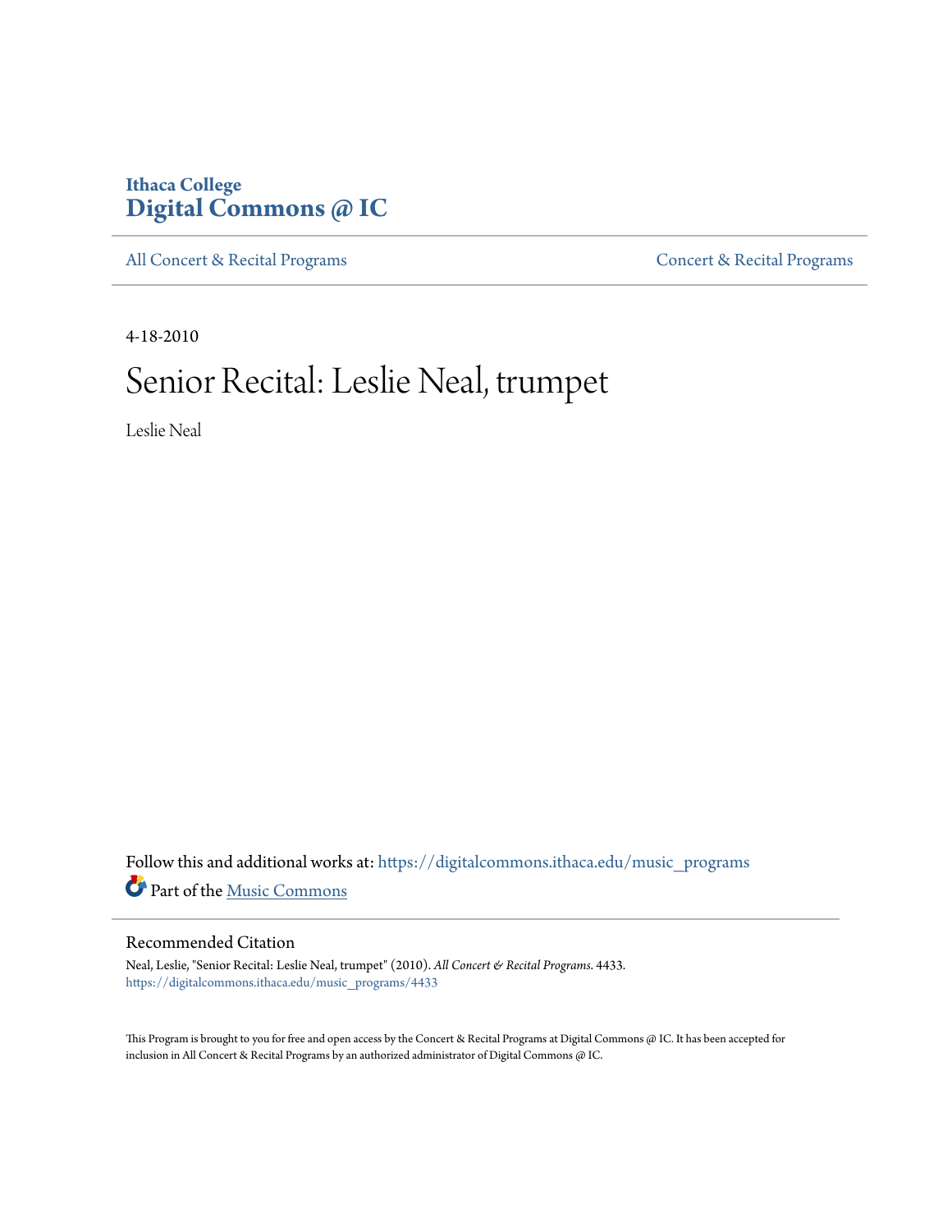Ithaca College
# Digital Commons @ IC

All Concert & Recital Programs | Concert & Recital Programs

4-18-2010

# Senior Recital: Leslie Neal, trumpet

Leslie Neal

Follow this and additional works at: https://digitalcommons.ithaca.edu/music_programs

Part of the Music Commons

## Recommended Citation

Neal, Leslie, "Senior Recital: Leslie Neal, trumpet" (2010). *All Concert & Recital Programs*. 4433.
https://digitalcommons.ithaca.edu/music_programs/4433

This Program is brought to you for free and open access by the Concert & Recital Programs at Digital Commons @ IC. It has been accepted for inclusion in All Concert & Recital Programs by an authorized administrator of Digital Commons @ IC.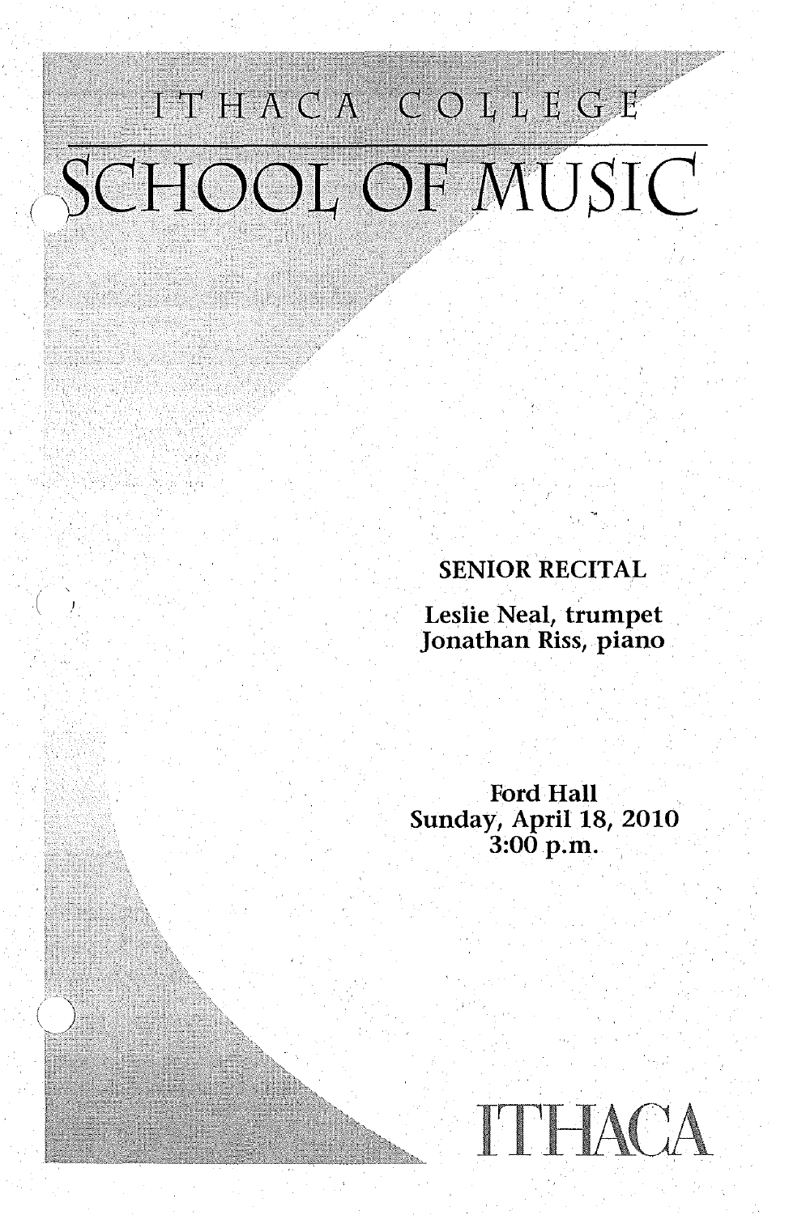ITHACA COLLEGE

# SCHOOL OF MUSIC

SENIOR RECITAL

Leslie Neal, trumpet
Jonathan Riss, piano

Ford Hall
Sunday, April 18, 2010
3:00 p.m.

ITHACA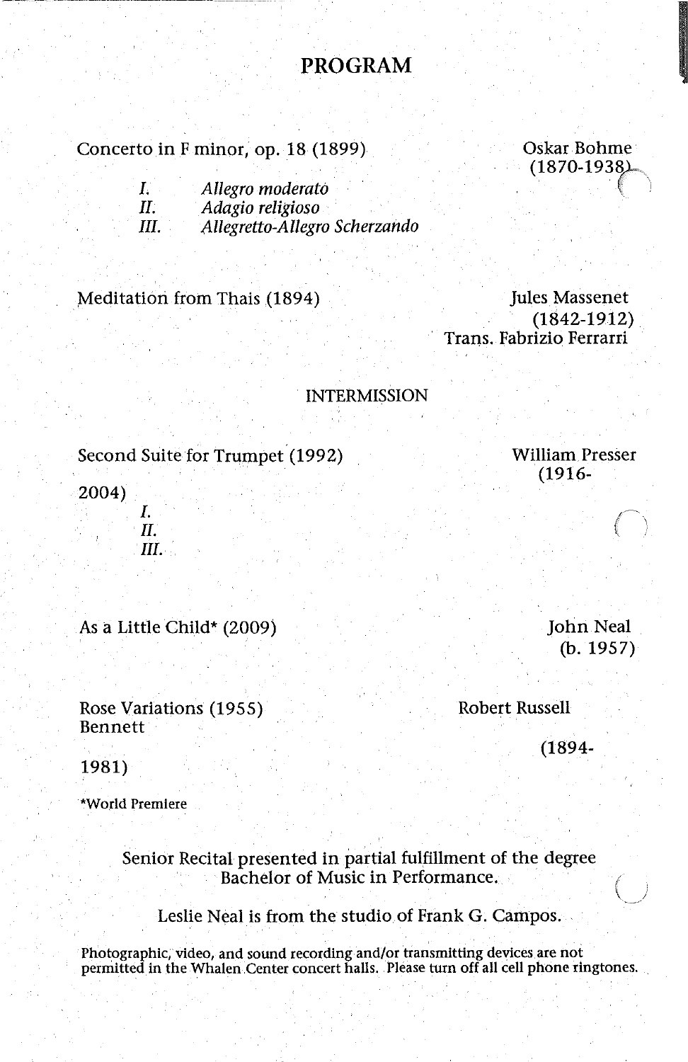# PROGRAM

Concerto in F minor, op. 18 (1899) — Oskar Bohme (1870-1938)

- *I. Allegro moderato*
- *II. Adagio religioso*
- *III. Allegretto-Allegro Scherzando*

Meditation from Thais (1894) — Jules Massenet (1842-1912)
Trans. Fabrizio Ferrarri

INTERMISSION

Second Suite for Trumpet (1992) — William Presser (1916-2004)

- *I.*
- *II.*
- *III.*

As a Little Child* (2009) — John Neal (b. 1957)

Rose Variations (1955) — Robert Russell Bennett (1894-1981)

*World Premiere

Senior Recital presented in partial fulfillment of the degree Bachelor of Music in Performance.

Leslie Neal is from the studio of Frank G. Campos.

Photographic, video, and sound recording and/or transmitting devices are not permitted in the Whalen Center concert halls. Please turn off all cell phone ringtones.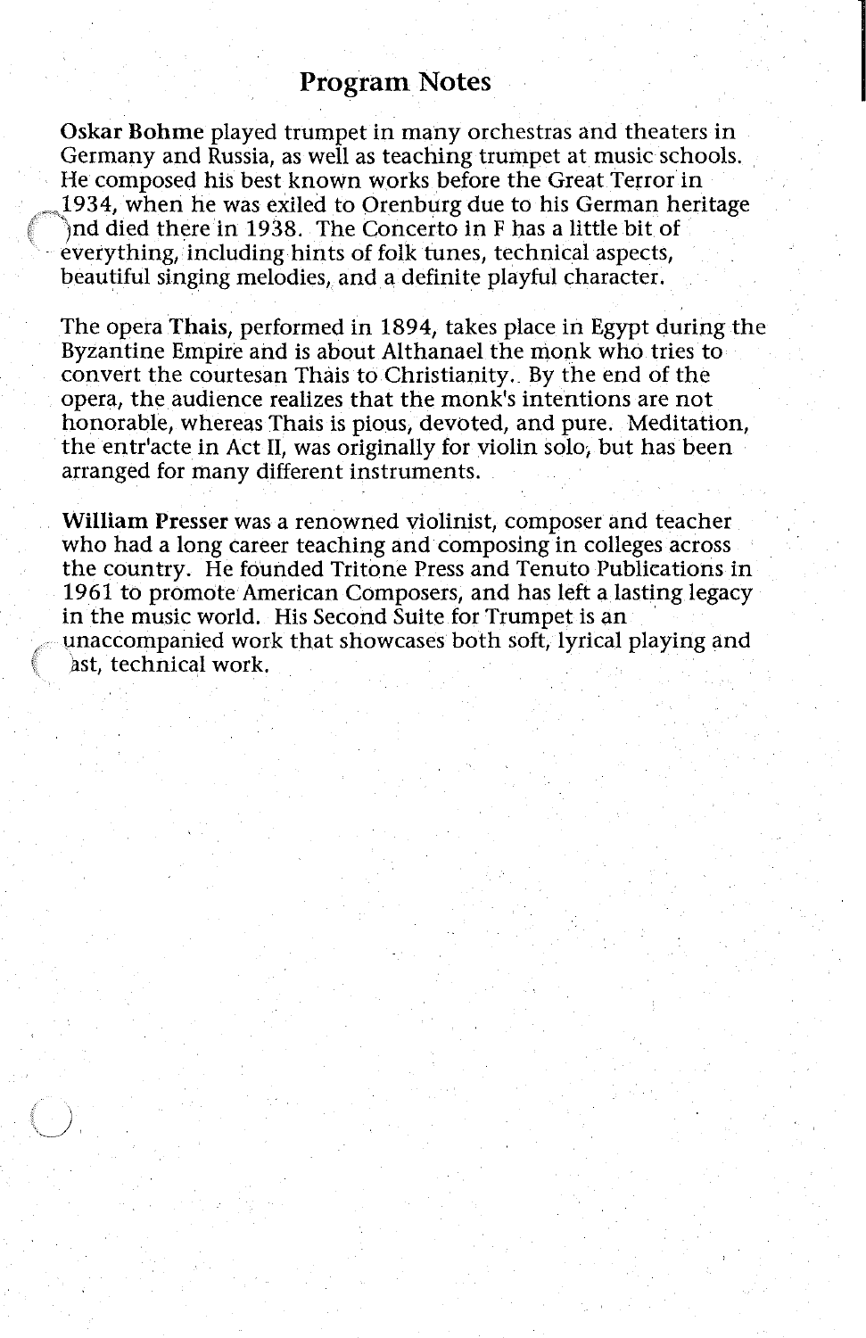# Program Notes

**Oskar Bohme** played trumpet in many orchestras and theaters in Germany and Russia, as well as teaching trumpet at music schools. He composed his best known works before the Great Terror in 1934, when he was exiled to Orenburg due to his German heritage and died there in 1938. The Concerto in F has a little bit of everything, including hints of folk tunes, technical aspects, beautiful singing melodies, and a definite playful character.

The opera **Thais**, performed in 1894, takes place in Egypt during the Byzantine Empire and is about Althanael the monk who tries to convert the courtesan Thais to Christianity. By the end of the opera, the audience realizes that the monk's intentions are not honorable, whereas Thais is pious, devoted, and pure. Meditation, the entr'acte in Act II, was originally for violin solo, but has been arranged for many different instruments.

**William Presser** was a renowned violinist, composer and teacher who had a long career teaching and composing in colleges across the country. He founded Tritone Press and Tenuto Publications in 1961 to promote American Composers, and has left a lasting legacy in the music world. His Second Suite for Trumpet is an unaccompanied work that showcases both soft, lyrical playing and fast, technical work.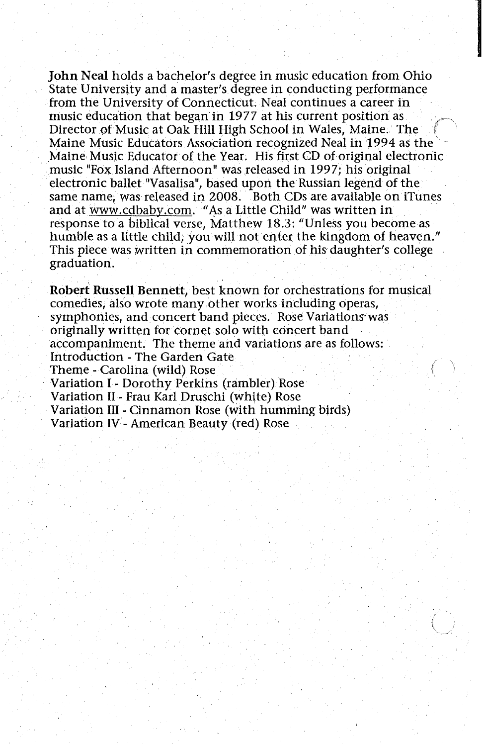**John Neal** holds a bachelor's degree in music education from Ohio State University and a master's degree in conducting performance from the University of Connecticut. Neal continues a career in music education that began in 1977 at his current position as Director of Music at Oak Hill High School in Wales, Maine. The Maine Music Educators Association recognized Neal in 1994 as the Maine Music Educator of the Year. His first CD of original electronic music "Fox Island Afternoon" was released in 1997; his original electronic ballet "Vasalisa", based upon the Russian legend of the same name, was released in 2008. Both CDs are available on iTunes and at www.cdbaby.com. "As a Little Child" was written in response to a biblical verse, Matthew 18.3: "Unless you become as humble as a little child, you will not enter the kingdom of heaven." This piece was written in commemoration of his daughter's college graduation.

**Robert Russell Bennett**, best known for orchestrations for musical comedies, also wrote many other works including operas, symphonies, and concert band pieces. Rose Variations was originally written for cornet solo with concert band accompaniment. The theme and variations are as follows:

Introduction - The Garden Gate
Theme - Carolina (wild) Rose
Variation I - Dorothy Perkins (rambler) Rose
Variation II - Frau Karl Druschi (white) Rose
Variation III - Cinnamon Rose (with humming birds)
Variation IV - American Beauty (red) Rose